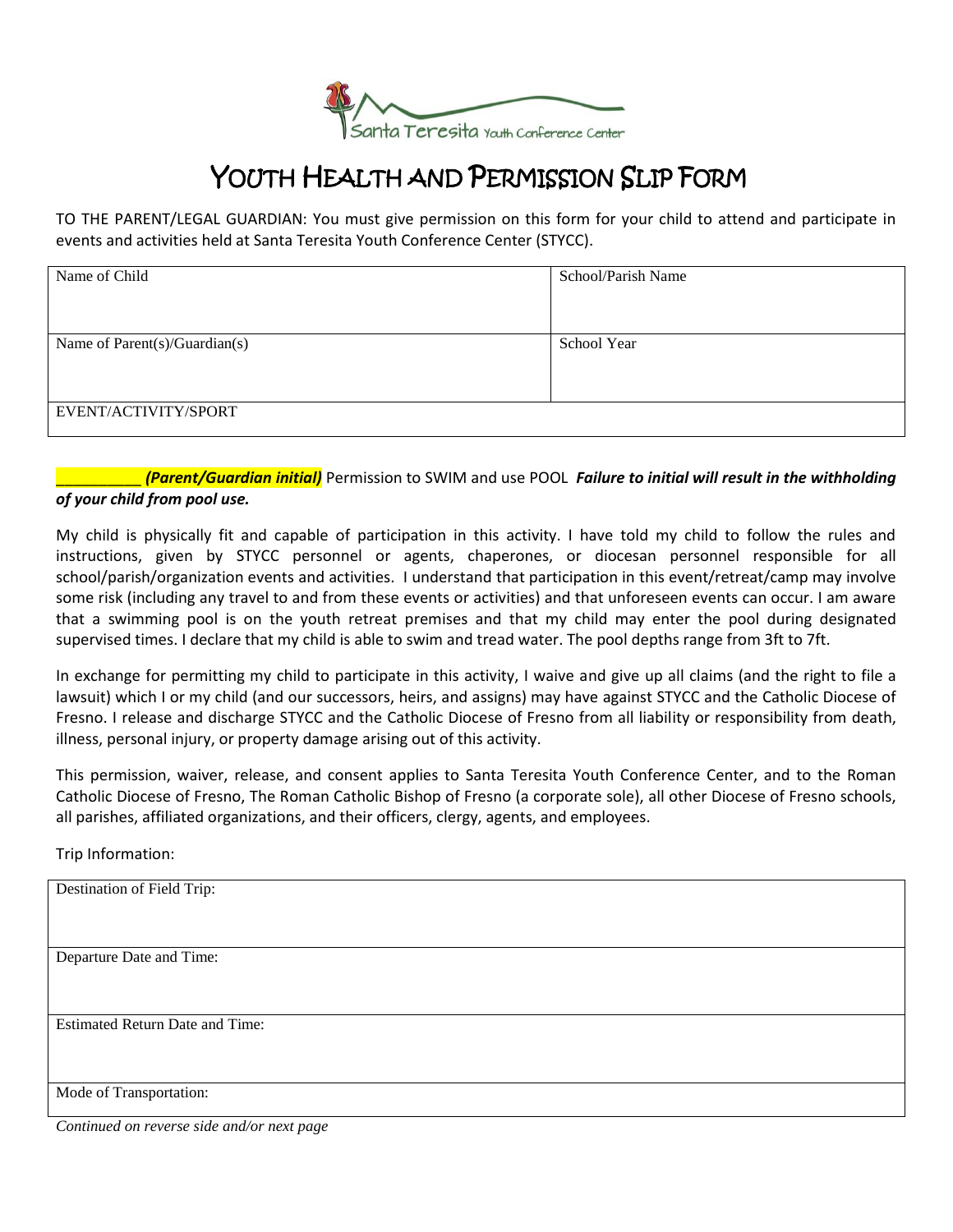Santa Teresita Youth Conference Center

# YOUTH HEALTH AND PERMISSION SLIP FORM

TO THE PARENT/LEGAL GUARDIAN: You must give permission on this form for your child to attend and participate in events and activities held at Santa Teresita Youth Conference Center (STYCC).

| Name of Child | School/Parish Name |
|---|---|
| Name of Parent(s)/Guardian(s) | School Year |
| EVENT/ACTIVITY/SPORT | |

__________ ***(Parent/Guardian initial)*** Permission to SWIM and use POOL ***Failure to initial will result in the withholding of your child from pool use.***

My child is physically fit and capable of participation in this activity. I have told my child to follow the rules and instructions, given by STYCC personnel or agents, chaperones, or diocesan personnel responsible for all school/parish/organization events and activities. I understand that participation in this event/retreat/camp may involve some risk (including any travel to and from these events or activities) and that unforeseen events can occur. I am aware that a swimming pool is on the youth retreat premises and that my child may enter the pool during designated supervised times. I declare that my child is able to swim and tread water. The pool depths range from 3ft to 7ft.

In exchange for permitting my child to participate in this activity, I waive and give up all claims (and the right to file a lawsuit) which I or my child (and our successors, heirs, and assigns) may have against STYCC and the Catholic Diocese of Fresno. I release and discharge STYCC and the Catholic Diocese of Fresno from all liability or responsibility from death, illness, personal injury, or property damage arising out of this activity.

This permission, waiver, release, and consent applies to Santa Teresita Youth Conference Center, and to the Roman Catholic Diocese of Fresno, The Roman Catholic Bishop of Fresno (a corporate sole), all other Diocese of Fresno schools, all parishes, affiliated organizations, and their officers, clergy, agents, and employees.

Trip Information:

| Destination of Field Trip: |
|---|
| Departure Date and Time: |
| Estimated Return Date and Time: |
| Mode of Transportation: |

*Continued on reverse side and/or next page*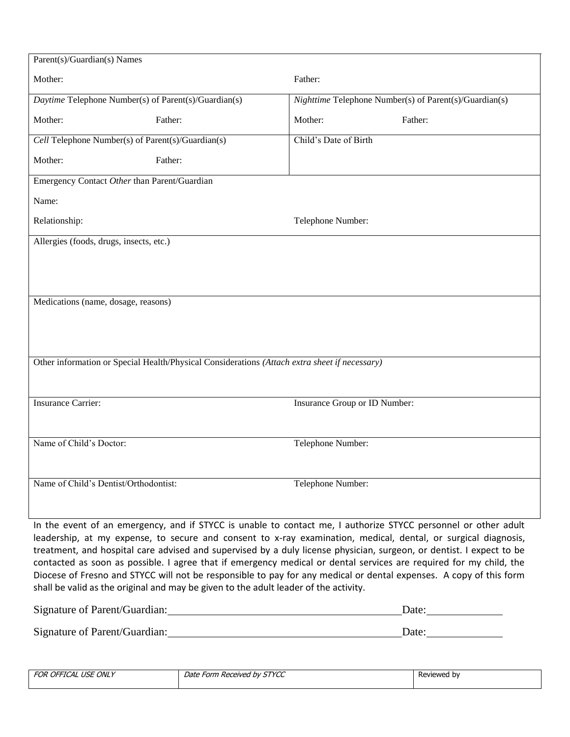| Parent(s)/Guardian(s) Names | |
|---|---|
| Mother: | Father: |
| *Daytime* Telephone Number(s) of Parent(s)/Guardian(s)<br>Mother: Father: | *Nighttime* Telephone Number(s) of Parent(s)/Guardian(s)<br>Mother: Father: |
| *Cell* Telephone Number(s) of Parent(s)/Guardian(s)<br>Mother: Father: | Child's Date of Birth |
| Emergency Contact *Other* than Parent/Guardian<br>Name: | |
| Relationship: | Telephone Number: |
| Allergies (foods, drugs, insects, etc.) | |
| Medications (name, dosage, reasons) | |
| Other information or Special Health/Physical Considerations *(Attach extra sheet if necessary)* | |
| Insurance Carrier: | Insurance Group or ID Number: |
| Name of Child's Doctor: | Telephone Number: |
| Name of Child's Dentist/Orthodontist: | Telephone Number: |

In the event of an emergency, and if STYCC is unable to contact me, I authorize STYCC personnel or other adult leadership, at my expense, to secure and consent to x-ray examination, medical, dental, or surgical diagnosis, treatment, and hospital care advised and supervised by a duly license physician, surgeon, or dentist. I expect to be contacted as soon as possible. I agree that if emergency medical or dental services are required for my child, the Diocese of Fresno and STYCC will not be responsible to pay for any medical or dental expenses. A copy of this form shall be valid as the original and may be given to the adult leader of the activity.

Signature of Parent/Guardian:\_\_\_\_\_\_\_\_\_\_\_\_\_\_\_\_\_\_\_\_\_\_\_\_\_\_\_\_\_\_\_\_\_\_\_\_ Date:\_\_\_\_\_\_\_\_\_\_\_\_

Signature of Parent/Guardian:\_\_\_\_\_\_\_\_\_\_\_\_\_\_\_\_\_\_\_\_\_\_\_\_\_\_\_\_\_\_\_\_\_\_\_\_ Date:\_\_\_\_\_\_\_\_\_\_\_\_

| *FOR OFFICAL USE ONLY* | *Date Form Received by STYCC* | Reviewed by |
|---|---|---|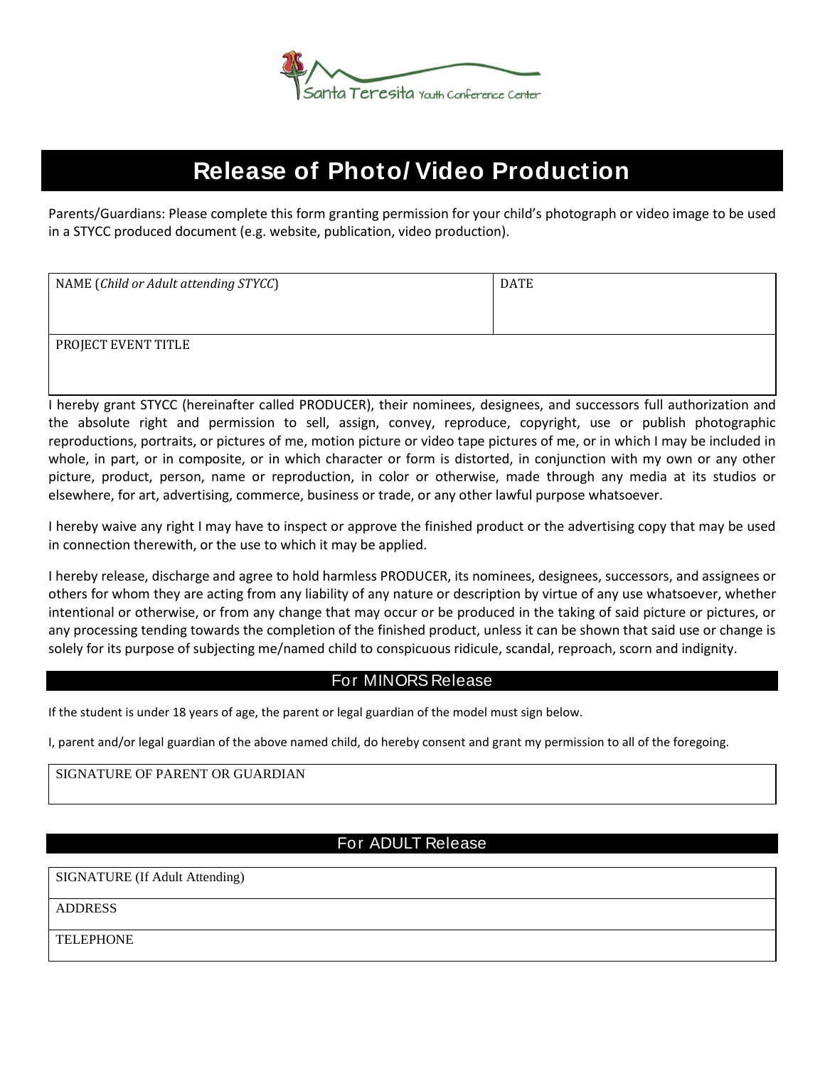Santa Teresita Youth Conference Center

# Release of Photo/Video Production

Parents/Guardians: Please complete this form granting permission for your child's photograph or video image to be used in a STYCC produced document (e.g. website, publication, video production).

| NAME (*Child or Adult attending STYCC*) | DATE |
|---|---|
| | |
| PROJECT EVENT TITLE | |
| | |

I hereby grant STYCC (hereinafter called PRODUCER), their nominees, designees, and successors full authorization and the absolute right and permission to sell, assign, convey, reproduce, copyright, use or publish photographic reproductions, portraits, or pictures of me, motion picture or video tape pictures of me, or in which I may be included in whole, in part, or in composite, or in which character or form is distorted, in conjunction with my own or any other picture, product, person, name or reproduction, in color or otherwise, made through any media at its studios or elsewhere, for art, advertising, commerce, business or trade, or any other lawful purpose whatsoever.

I hereby waive any right I may have to inspect or approve the finished product or the advertising copy that may be used in connection therewith, or the use to which it may be applied.

I hereby release, discharge and agree to hold harmless PRODUCER, its nominees, designees, successors, and assignees or others for whom they are acting from any liability of any nature or description by virtue of any use whatsoever, whether intentional or otherwise, or from any change that may occur or be produced in the taking of said picture or pictures, or any processing tending towards the completion of the finished product, unless it can be shown that said use or change is solely for its purpose of subjecting me/named child to conspicuous ridicule, scandal, reproach, scorn and indignity.

## For MINORS Release

If the student is under 18 years of age, the parent or legal guardian of the model must sign below.

I, parent and/or legal guardian of the above named child, do hereby consent and grant my permission to all of the foregoing.

| SIGNATURE OF PARENT OR GUARDIAN |
|---|
| |

## For ADULT Release

| SIGNATURE (If Adult Attending) |
|---|
| ADDRESS |
| TELEPHONE |